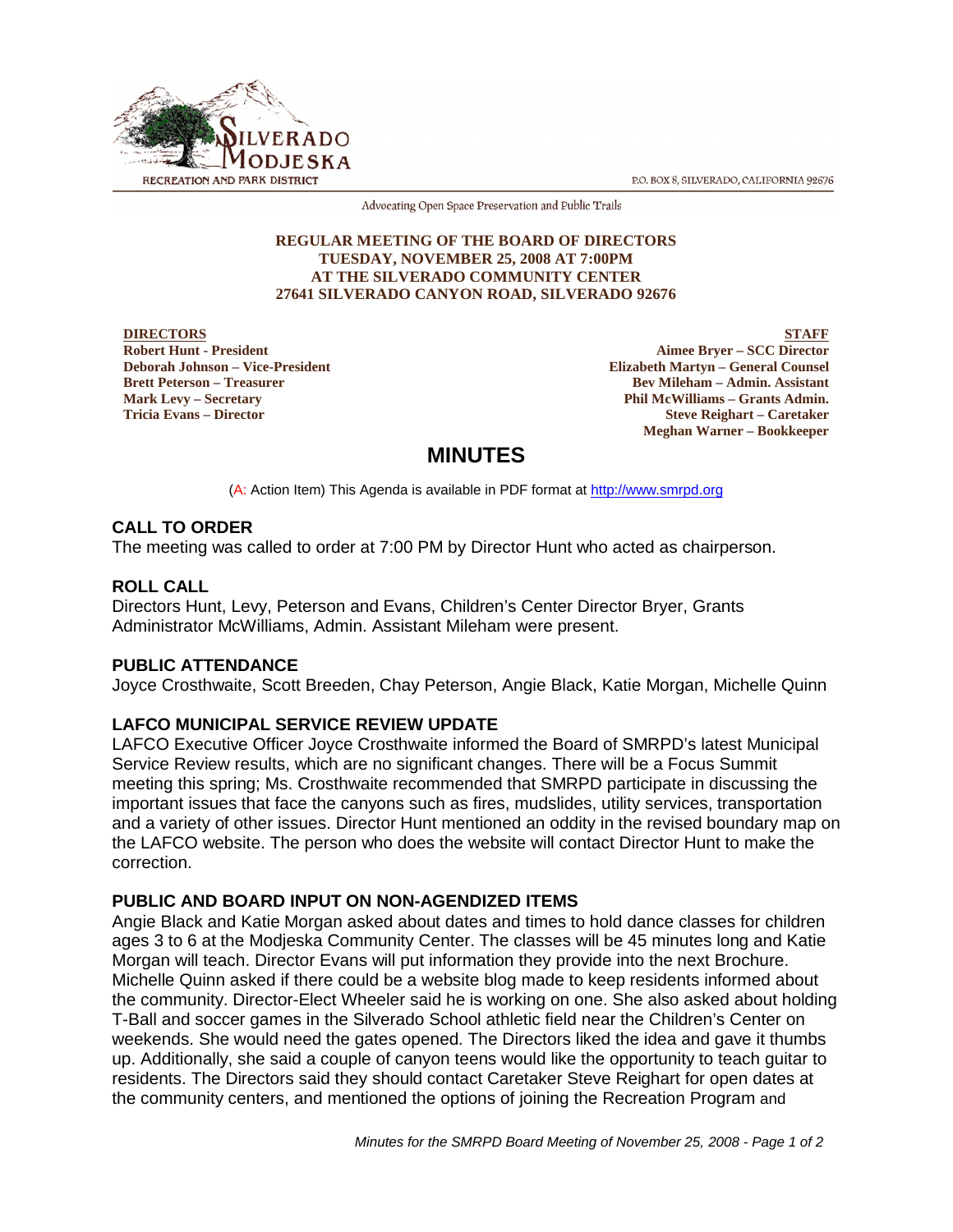SILVERADO MODJESKA
RECREATION AND PARK DISTRICT

P.O. BOX 8, SILVERADO, CALIFORNIA 92676

Advocating Open Space Preservation and Public Trails

**REGULAR MEETING OF THE BOARD OF DIRECTORS**
**TUESDAY, NOVEMBER 25, 2008 AT 7:00PM**
**AT THE SILVERADO COMMUNITY CENTER**
**27641 SILVERADO CANYON ROAD, SILVERADO 92676**

| DIRECTORS | STAFF |
| --- | --- |
| Robert Hunt - President | Aimee Bryer – SCC Director |
| Deborah Johnson – Vice-President | Elizabeth Martyn – General Counsel |
| Brett Peterson – Treasurer | Bev Mileham – Admin. Assistant |
| Mark Levy – Secretary | Phil McWilliams – Grants Admin. |
| Tricia Evans – Director | Steve Reighart – Caretaker |
| | Meghan Warner – Bookkeeper |

# MINUTES

(A: Action Item) This Agenda is available in PDF format at http://www.smrpd.org

## CALL TO ORDER

The meeting was called to order at 7:00 PM by Director Hunt who acted as chairperson.

## ROLL CALL

Directors Hunt, Levy, Peterson and Evans, Children's Center Director Bryer, Grants Administrator McWilliams, Admin. Assistant Mileham were present.

## PUBLIC ATTENDANCE

Joyce Crosthwaite, Scott Breeden, Chay Peterson, Angie Black, Katie Morgan, Michelle Quinn

## LAFCO MUNICIPAL SERVICE REVIEW UPDATE

LAFCO Executive Officer Joyce Crosthwaite informed the Board of SMRPD's latest Municipal Service Review results, which are no significant changes. There will be a Focus Summit meeting this spring; Ms. Crosthwaite recommended that SMRPD participate in discussing the important issues that face the canyons such as fires, mudslides, utility services, transportation and a variety of other issues. Director Hunt mentioned an oddity in the revised boundary map on the LAFCO website. The person who does the website will contact Director Hunt to make the correction.

## PUBLIC AND BOARD INPUT ON NON-AGENDIZED ITEMS

Angie Black and Katie Morgan asked about dates and times to hold dance classes for children ages 3 to 6 at the Modjeska Community Center. The classes will be 45 minutes long and Katie Morgan will teach. Director Evans will put information they provide into the next Brochure. Michelle Quinn asked if there could be a website blog made to keep residents informed about the community. Director-Elect Wheeler said he is working on one. She also asked about holding T-Ball and soccer games in the Silverado School athletic field near the Children's Center on weekends. She would need the gates opened. The Directors liked the idea and gave it thumbs up. Additionally, she said a couple of canyon teens would like the opportunity to teach guitar to residents. The Directors said they should contact Caretaker Steve Reighart for open dates at the community centers, and mentioned the options of joining the Recreation Program and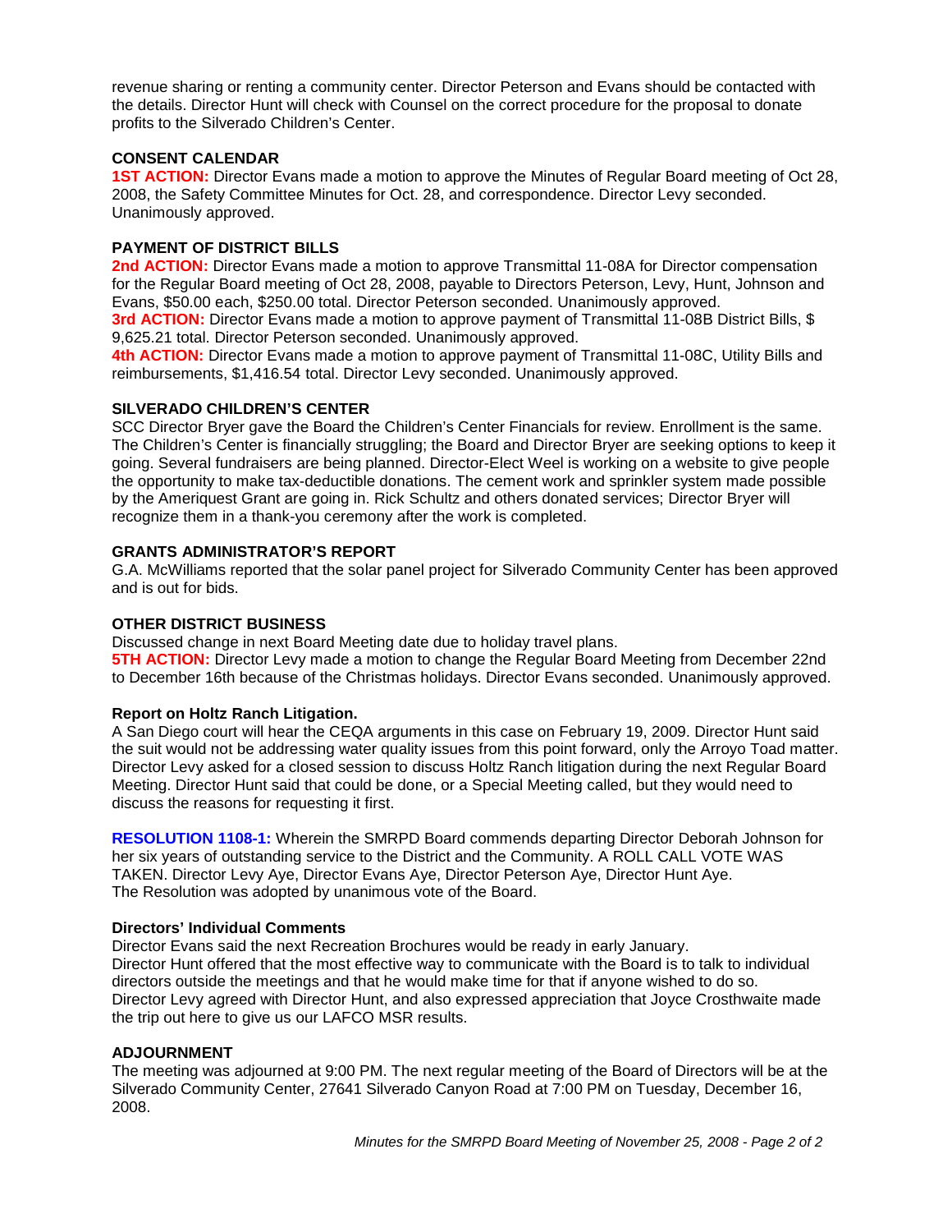revenue sharing or renting a community center. Director Peterson and Evans should be contacted with the details. Director Hunt will check with Counsel on the correct procedure for the proposal to donate profits to the Silverado Children's Center.

**CONSENT CALENDAR**

**1ST ACTION:** Director Evans made a motion to approve the Minutes of Regular Board meeting of Oct 28, 2008, the Safety Committee Minutes for Oct. 28, and correspondence. Director Levy seconded. Unanimously approved.

**PAYMENT OF DISTRICT BILLS**

**2nd ACTION:** Director Evans made a motion to approve Transmittal 11-08A for Director compensation for the Regular Board meeting of Oct 28, 2008, payable to Directors Peterson, Levy, Hunt, Johnson and Evans, $50.00 each, $250.00 total. Director Peterson seconded. Unanimously approved.
**3rd ACTION:** Director Evans made a motion to approve payment of Transmittal 11-08B District Bills, $ 9,625.21 total. Director Peterson seconded. Unanimously approved.
**4th ACTION:** Director Evans made a motion to approve payment of Transmittal 11-08C, Utility Bills and reimbursements, $1,416.54 total. Director Levy seconded. Unanimously approved.

**SILVERADO CHILDREN'S CENTER**

SCC Director Bryer gave the Board the Children's Center Financials for review. Enrollment is the same. The Children's Center is financially struggling; the Board and Director Bryer are seeking options to keep it going. Several fundraisers are being planned. Director-Elect Weel is working on a website to give people the opportunity to make tax-deductible donations. The cement work and sprinkler system made possible by the Ameriquest Grant are going in. Rick Schultz and others donated services; Director Bryer will recognize them in a thank-you ceremony after the work is completed.

**GRANTS ADMINISTRATOR'S REPORT**

G.A. McWilliams reported that the solar panel project for Silverado Community Center has been approved and is out for bids.

**OTHER DISTRICT BUSINESS**

Discussed change in next Board Meeting date due to holiday travel plans.
**5TH ACTION:** Director Levy made a motion to change the Regular Board Meeting from December 22nd to December 16th because of the Christmas holidays. Director Evans seconded. Unanimously approved.

**Report on Holtz Ranch Litigation.**

A San Diego court will hear the CEQA arguments in this case on February 19, 2009. Director Hunt said the suit would not be addressing water quality issues from this point forward, only the Arroyo Toad matter. Director Levy asked for a closed session to discuss Holtz Ranch litigation during the next Regular Board Meeting. Director Hunt said that could be done, or a Special Meeting called, but they would need to discuss the reasons for requesting it first.

**RESOLUTION 1108-1:** Wherein the SMRPD Board commends departing Director Deborah Johnson for her six years of outstanding service to the District and the Community. A ROLL CALL VOTE WAS TAKEN. Director Levy Aye, Director Evans Aye, Director Peterson Aye, Director Hunt Aye.
The Resolution was adopted by unanimous vote of the Board.

**Directors' Individual Comments**

Director Evans said the next Recreation Brochures would be ready in early January.
Director Hunt offered that the most effective way to communicate with the Board is to talk to individual directors outside the meetings and that he would make time for that if anyone wished to do so.
Director Levy agreed with Director Hunt, and also expressed appreciation that Joyce Crosthwaite made the trip out here to give us our LAFCO MSR results.

**ADJOURNMENT**

The meeting was adjourned at 9:00 PM. The next regular meeting of the Board of Directors will be at the Silverado Community Center, 27641 Silverado Canyon Road at 7:00 PM on Tuesday, December 16, 2008.